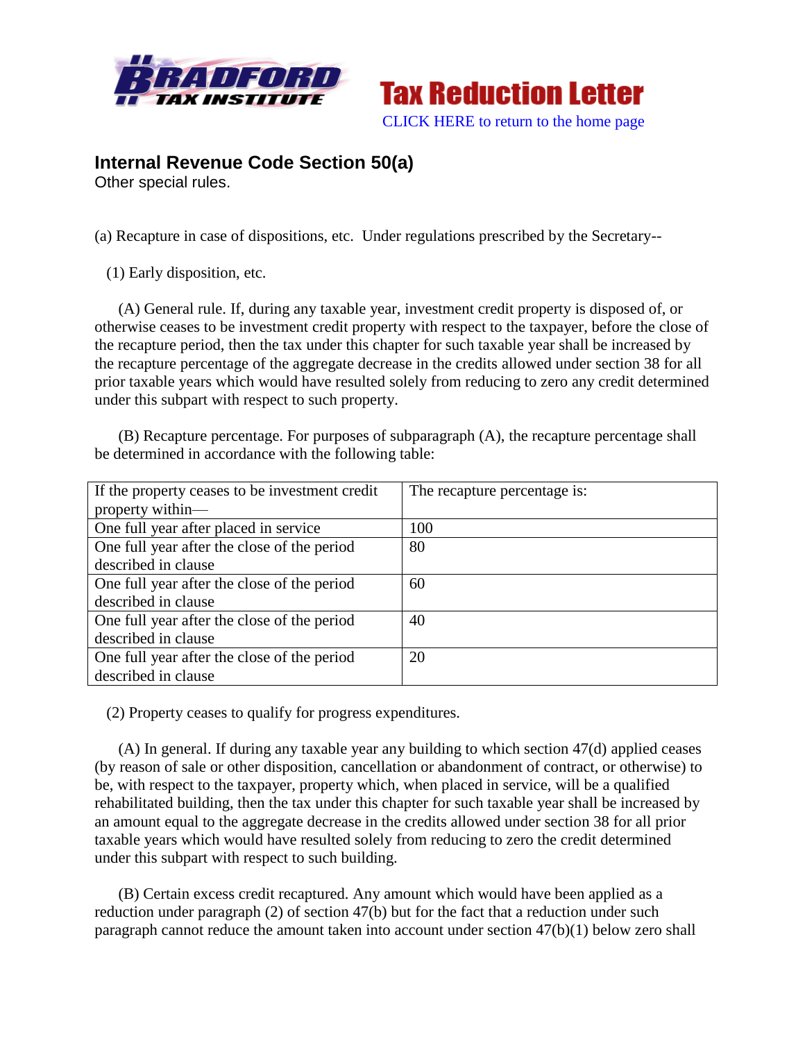Tax Reduction Letter

CLICK HERE to return to the home page

## Internal Revenue Code Section 50(a)

Other special rules.

(a) Recapture in case of dispositions, etc. Under regulations prescribed by the Secretary--

(1) Early disposition, etc.

(A) General rule. If, during any taxable year, investment credit property is disposed of, or otherwise ceases to be investment credit property with respect to the taxpayer, before the close of the recapture period, then the tax under this chapter for such taxable year shall be increased by the recapture percentage of the aggregate decrease in the credits allowed under section 38 for all prior taxable years which would have resulted solely from reducing to zero any credit determined under this subpart with respect to such property.

(B) Recapture percentage. For purposes of subparagraph (A), the recapture percentage shall be determined in accordance with the following table:

| If the property ceases to be investment credit property within— | The recapture percentage is: |
|---|---|
| One full year after placed in service | 100 |
| One full year after the close of the period described in clause | 80 |
| One full year after the close of the period described in clause | 60 |
| One full year after the close of the period described in clause | 40 |
| One full year after the close of the period described in clause | 20 |

(2) Property ceases to qualify for progress expenditures.

(A) In general. If during any taxable year any building to which section 47(d) applied ceases (by reason of sale or other disposition, cancellation or abandonment of contract, or otherwise) to be, with respect to the taxpayer, property which, when placed in service, will be a qualified rehabilitated building, then the tax under this chapter for such taxable year shall be increased by an amount equal to the aggregate decrease in the credits allowed under section 38 for all prior taxable years which would have resulted solely from reducing to zero the credit determined under this subpart with respect to such building.

(B) Certain excess credit recaptured. Any amount which would have been applied as a reduction under paragraph (2) of section 47(b) but for the fact that a reduction under such paragraph cannot reduce the amount taken into account under section 47(b)(1) below zero shall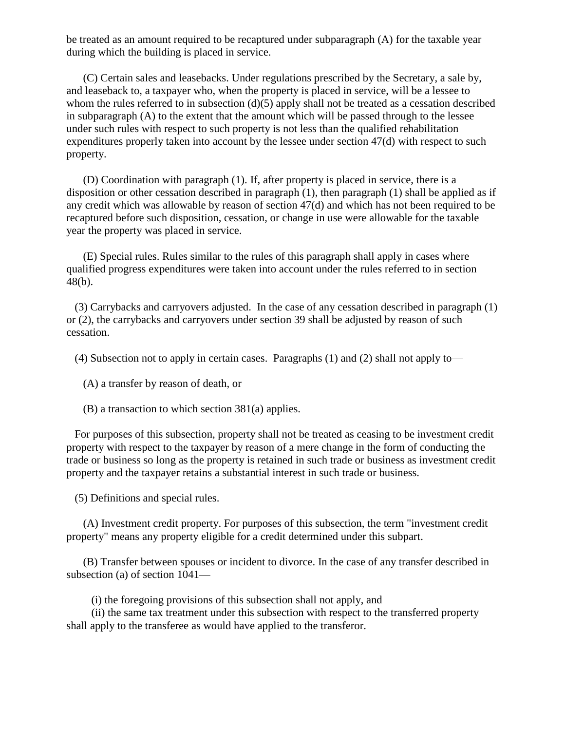be treated as an amount required to be recaptured under subparagraph (A) for the taxable year during which the building is placed in service.

(C) Certain sales and leasebacks. Under regulations prescribed by the Secretary, a sale by, and leaseback to, a taxpayer who, when the property is placed in service, will be a lessee to whom the rules referred to in subsection (d)(5) apply shall not be treated as a cessation described in subparagraph (A) to the extent that the amount which will be passed through to the lessee under such rules with respect to such property is not less than the qualified rehabilitation expenditures properly taken into account by the lessee under section 47(d) with respect to such property.

(D) Coordination with paragraph (1). If, after property is placed in service, there is a disposition or other cessation described in paragraph (1), then paragraph (1) shall be applied as if any credit which was allowable by reason of section 47(d) and which has not been required to be recaptured before such disposition, cessation, or change in use were allowable for the taxable year the property was placed in service.

(E) Special rules. Rules similar to the rules of this paragraph shall apply in cases where qualified progress expenditures were taken into account under the rules referred to in section 48(b).

(3) Carrybacks and carryovers adjusted. In the case of any cessation described in paragraph (1) or (2), the carrybacks and carryovers under section 39 shall be adjusted by reason of such cessation.

(4) Subsection not to apply in certain cases. Paragraphs (1) and (2) shall not apply to—

(A) a transfer by reason of death, or

(B) a transaction to which section 381(a) applies.

For purposes of this subsection, property shall not be treated as ceasing to be investment credit property with respect to the taxpayer by reason of a mere change in the form of conducting the trade or business so long as the property is retained in such trade or business as investment credit property and the taxpayer retains a substantial interest in such trade or business.

(5) Definitions and special rules.

(A) Investment credit property. For purposes of this subsection, the term "investment credit property" means any property eligible for a credit determined under this subpart.

(B) Transfer between spouses or incident to divorce. In the case of any transfer described in subsection (a) of section 1041—

(i) the foregoing provisions of this subsection shall not apply, and
(ii) the same tax treatment under this subsection with respect to the transferred property shall apply to the transferee as would have applied to the transferor.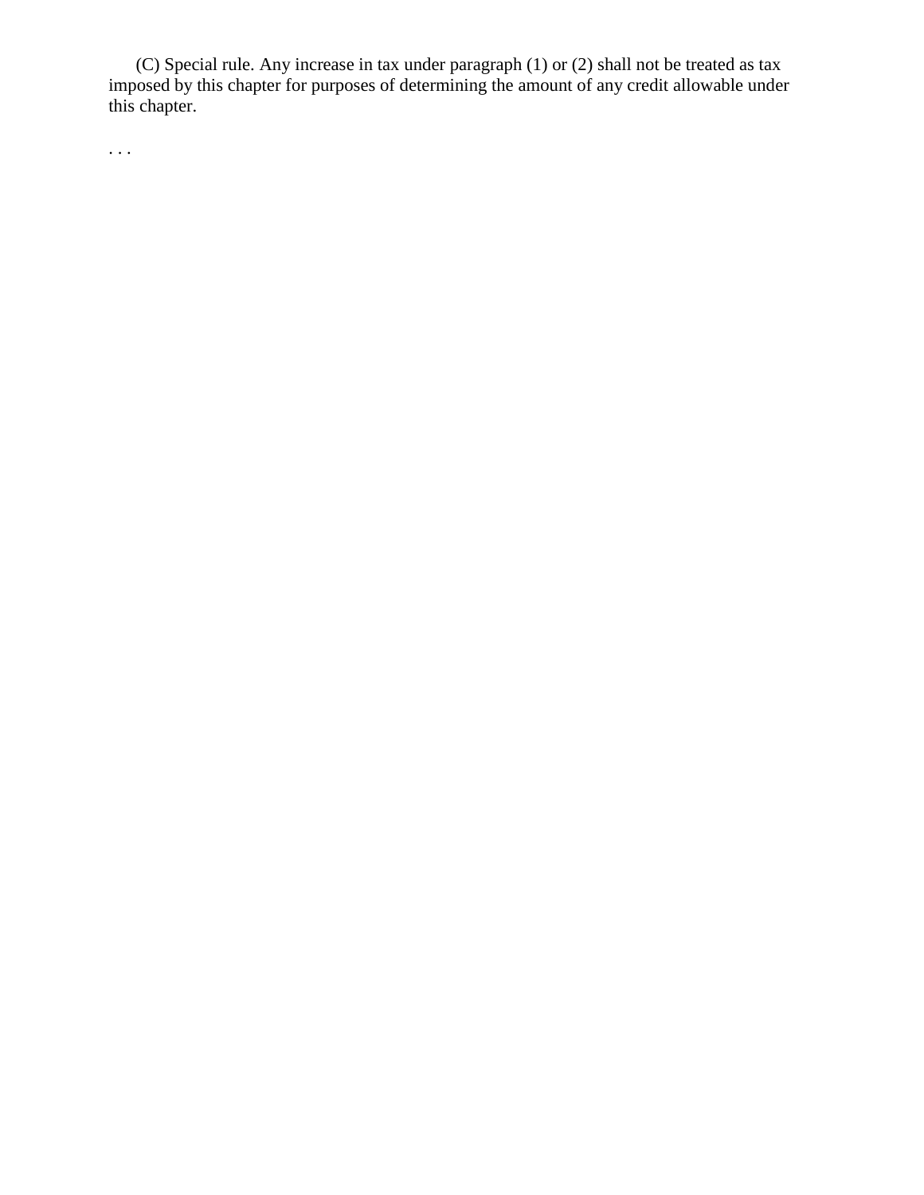(C) Special rule. Any increase in tax under paragraph (1) or (2) shall not be treated as tax imposed by this chapter for purposes of determining the amount of any credit allowable under this chapter.

. . .